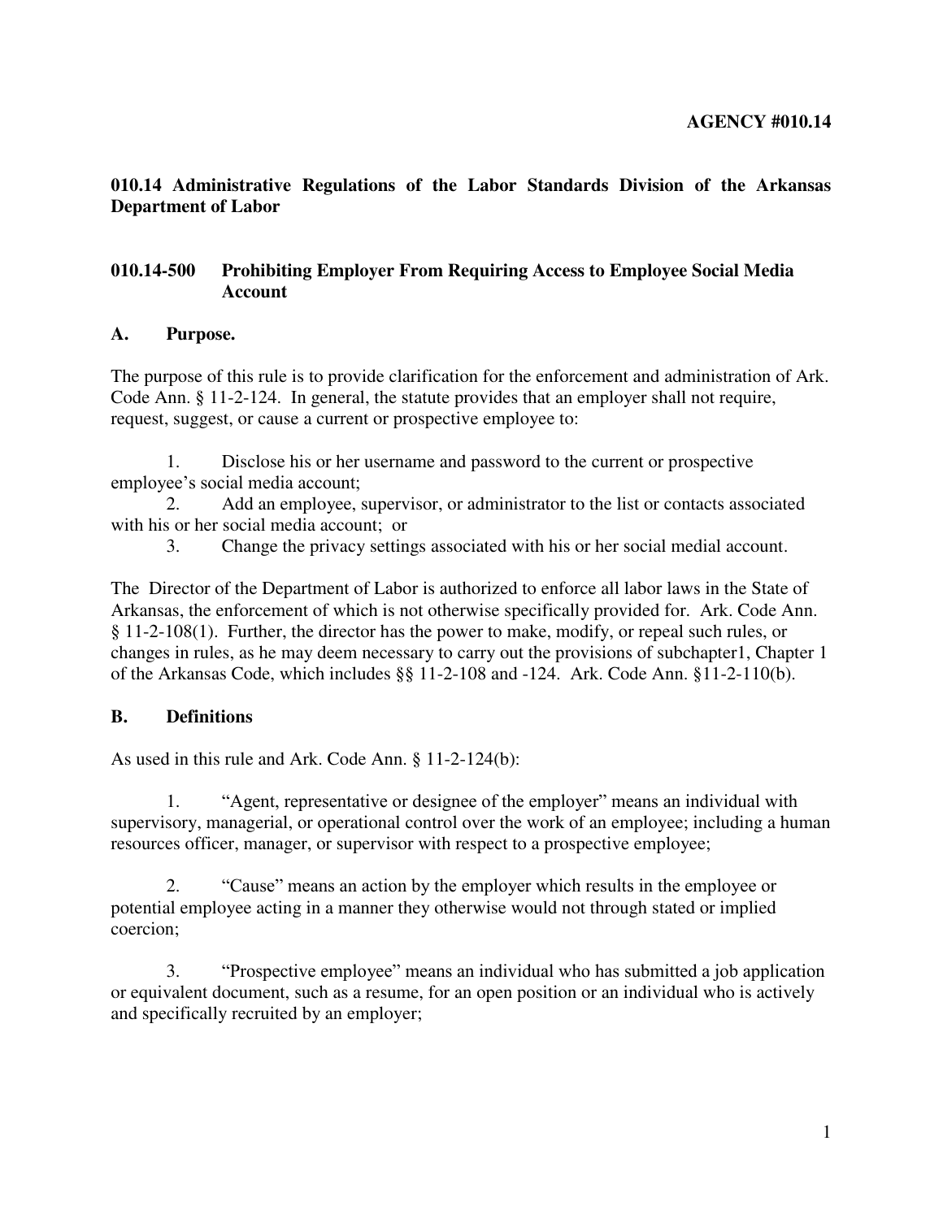**AGENCY #010.14**

## 010.14 Administrative Regulations of the Labor Standards Division of the Arkansas Department of Labor

### 010.14-500 Prohibiting Employer From Requiring Access to Employee Social Media Account

### A. Purpose.

The purpose of this rule is to provide clarification for the enforcement and administration of Ark. Code Ann. § 11-2-124. In general, the statute provides that an employer shall not require, request, suggest, or cause a current or prospective employee to:

1. Disclose his or her username and password to the current or prospective employee's social media account;
2. Add an employee, supervisor, or administrator to the list or contacts associated with his or her social media account; or
3. Change the privacy settings associated with his or her social medial account.

The Director of the Department of Labor is authorized to enforce all labor laws in the State of Arkansas, the enforcement of which is not otherwise specifically provided for. Ark. Code Ann. § 11-2-108(1). Further, the director has the power to make, modify, or repeal such rules, or changes in rules, as he may deem necessary to carry out the provisions of subchapter1, Chapter 1 of the Arkansas Code, which includes §§ 11-2-108 and -124. Ark. Code Ann. §11-2-110(b).

### B. Definitions

As used in this rule and Ark. Code Ann. § 11-2-124(b):

1. "Agent, representative or designee of the employer" means an individual with supervisory, managerial, or operational control over the work of an employee; including a human resources officer, manager, or supervisor with respect to a prospective employee;

2. "Cause" means an action by the employer which results in the employee or potential employee acting in a manner they otherwise would not through stated or implied coercion;

3. "Prospective employee" means an individual who has submitted a job application or equivalent document, such as a resume, for an open position or an individual who is actively and specifically recruited by an employer;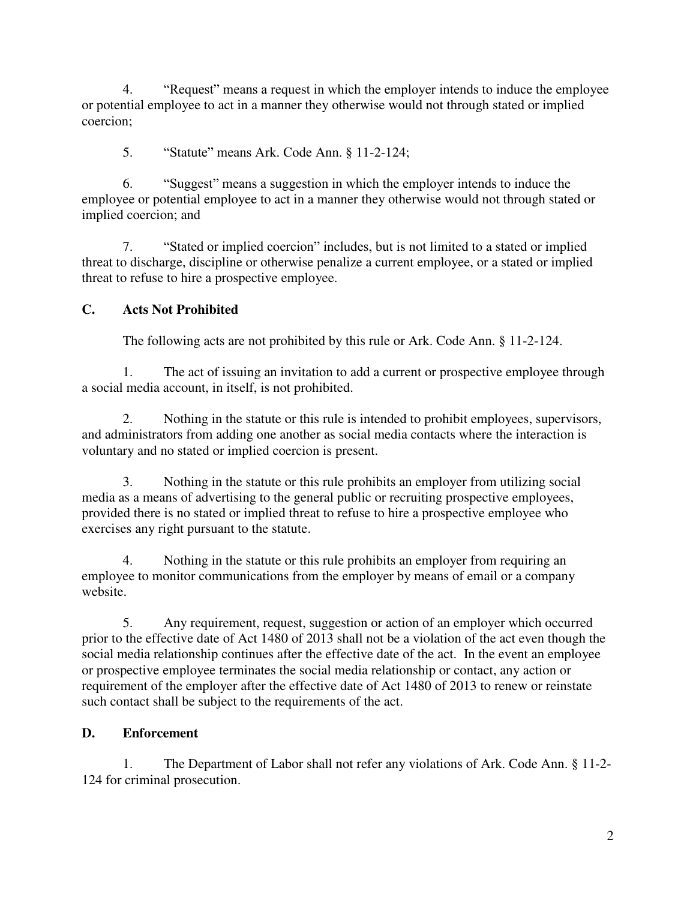4. "Request" means a request in which the employer intends to induce the employee or potential employee to act in a manner they otherwise would not through stated or implied coercion;

5. "Statute" means Ark. Code Ann. § 11-2-124;

6. "Suggest" means a suggestion in which the employer intends to induce the employee or potential employee to act in a manner they otherwise would not through stated or implied coercion; and

7. "Stated or implied coercion" includes, but is not limited to a stated or implied threat to discharge, discipline or otherwise penalize a current employee, or a stated or implied threat to refuse to hire a prospective employee.

## C. Acts Not Prohibited

The following acts are not prohibited by this rule or Ark. Code Ann. § 11-2-124.

1. The act of issuing an invitation to add a current or prospective employee through a social media account, in itself, is not prohibited.

2. Nothing in the statute or this rule is intended to prohibit employees, supervisors, and administrators from adding one another as social media contacts where the interaction is voluntary and no stated or implied coercion is present.

3. Nothing in the statute or this rule prohibits an employer from utilizing social media as a means of advertising to the general public or recruiting prospective employees, provided there is no stated or implied threat to refuse to hire a prospective employee who exercises any right pursuant to the statute.

4. Nothing in the statute or this rule prohibits an employer from requiring an employee to monitor communications from the employer by means of email or a company website.

5. Any requirement, request, suggestion or action of an employer which occurred prior to the effective date of Act 1480 of 2013 shall not be a violation of the act even though the social media relationship continues after the effective date of the act. In the event an employee or prospective employee terminates the social media relationship or contact, any action or requirement of the employer after the effective date of Act 1480 of 2013 to renew or reinstate such contact shall be subject to the requirements of the act.

## D. Enforcement

1. The Department of Labor shall not refer any violations of Ark. Code Ann. § 11-2-124 for criminal prosecution.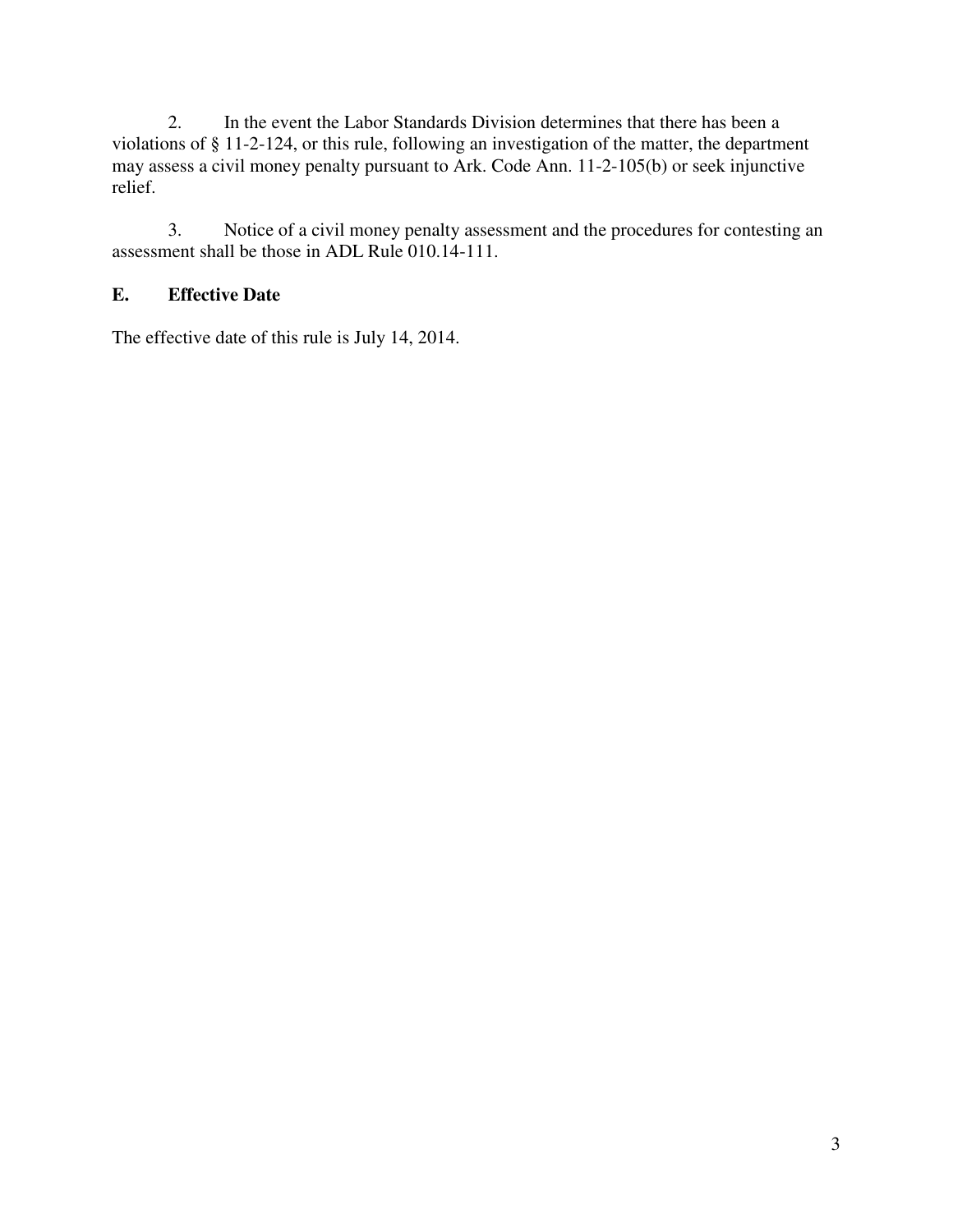2. In the event the Labor Standards Division determines that there has been a violations of § 11-2-124, or this rule, following an investigation of the matter, the department may assess a civil money penalty pursuant to Ark. Code Ann. 11-2-105(b) or seek injunctive relief.

3. Notice of a civil money penalty assessment and the procedures for contesting an assessment shall be those in ADL Rule 010.14-111.

## E. Effective Date

The effective date of this rule is July 14, 2014.